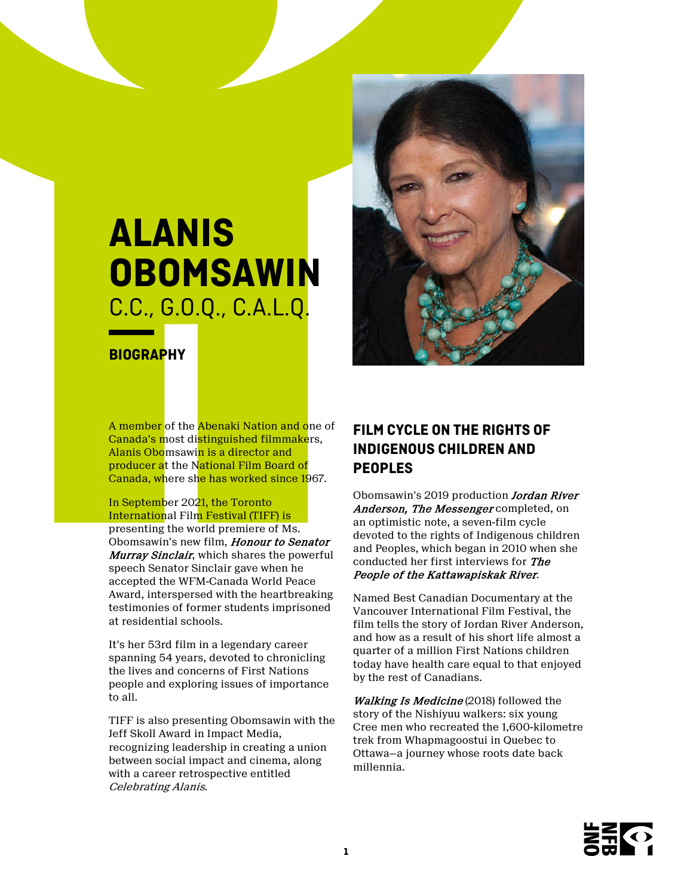# ALANIS OBOMSAWIN

C.C., G.O.Q., C.A.L.Q.

## BIOGRAPHY

A member of the Abenaki Nation and one of Canada's most distinguished filmmakers, Alanis Obomsawin is a director and producer at the National Film Board of Canada, where she has worked since 1967.

In September 2021, the Toronto International Film Festival (TIFF) is presenting the world premiere of Ms. Obomsawin's new film, ***Honour to Senator Murray Sinclair***, which shares the powerful speech Senator Sinclair gave when he accepted the WFM-Canada World Peace Award, interspersed with the heartbreaking testimonies of former students imprisoned at residential schools.

It's her 53rd film in a legendary career spanning 54 years, devoted to chronicling the lives and concerns of First Nations people and exploring issues of importance to all.

TIFF is also presenting Obomsawin with the Jeff Skoll Award in Impact Media, recognizing leadership in creating a union between social impact and cinema, along with a career retrospective entitled *Celebrating Alanis*.

## FILM CYCLE ON THE RIGHTS OF INDIGENOUS CHILDREN AND PEOPLES

Obomsawin's 2019 production ***Jordan River Anderson, The Messenger*** completed, on an optimistic note, a seven-film cycle devoted to the rights of Indigenous children and Peoples, which began in 2010 when she conducted her first interviews for ***The People of the Kattawapiskak River***.

Named Best Canadian Documentary at the Vancouver International Film Festival, the film tells the story of Jordan River Anderson, and how as a result of his short life almost a quarter of a million First Nations children today have health care equal to that enjoyed by the rest of Canadians.

***Walking Is Medicine*** (2018) followed the story of the Nishiyuu walkers: six young Cree men who recreated the 1,600-kilometre trek from Whapmagoostui in Quebec to Ottawa—a journey whose roots date back millennia.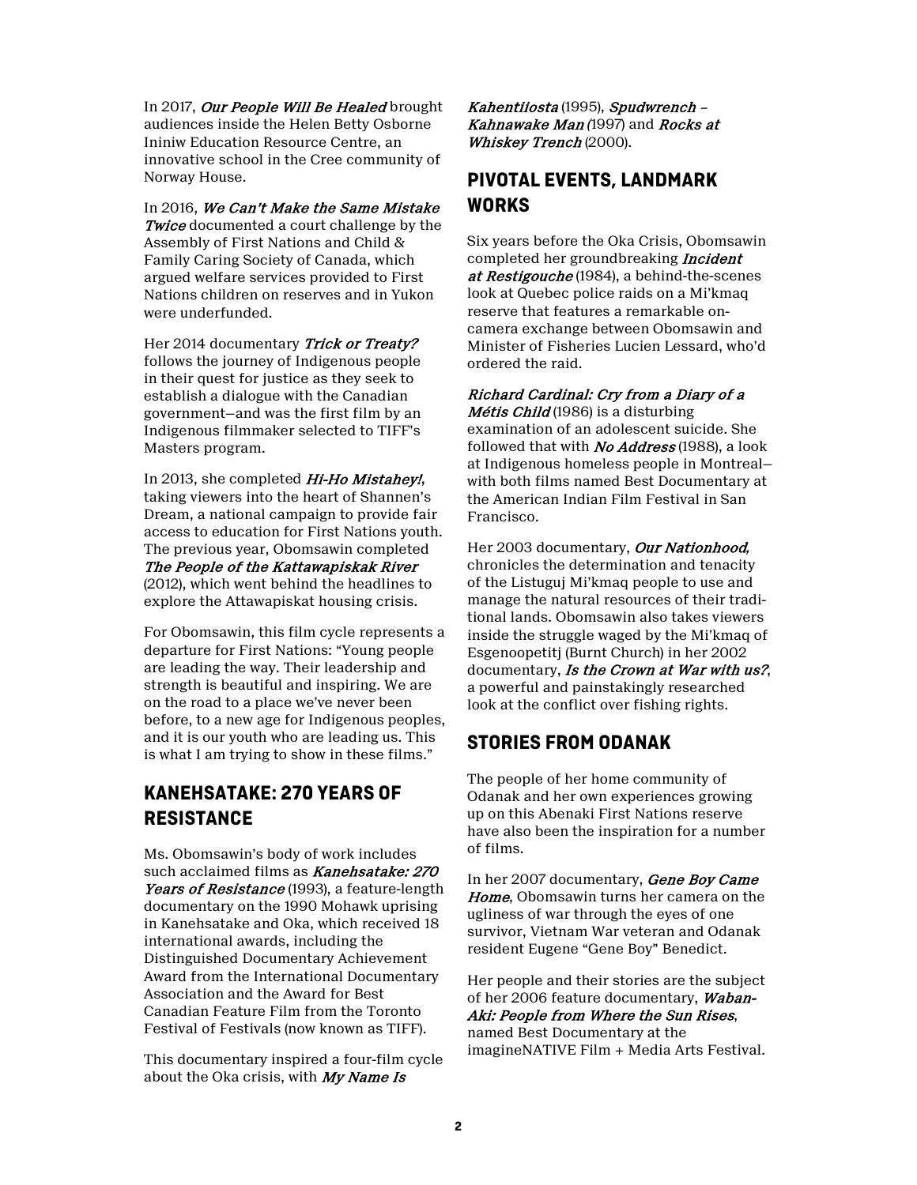In 2017, *Our People Will Be Healed* brought audiences inside the Helen Betty Osborne Ininiw Education Resource Centre, an innovative school in the Cree community of Norway House.

In 2016, *We Can't Make the Same Mistake Twice* documented a court challenge by the Assembly of First Nations and Child & Family Caring Society of Canada, which argued welfare services provided to First Nations children on reserves and in Yukon were underfunded.

Her 2014 documentary *Trick or Treaty?* follows the journey of Indigenous people in their quest for justice as they seek to establish a dialogue with the Canadian government—and was the first film by an Indigenous filmmaker selected to TIFF's Masters program.

In 2013, she completed *Hi-Ho Mistahey!*, taking viewers into the heart of Shannen's Dream, a national campaign to provide fair access to education for First Nations youth. The previous year, Obomsawin completed *The People of the Kattawapiskak River* (2012), which went behind the headlines to explore the Attawapiskat housing crisis.

For Obomsawin, this film cycle represents a departure for First Nations: "Young people are leading the way. Their leadership and strength is beautiful and inspiring. We are on the road to a place we've never been before, to a new age for Indigenous peoples, and it is our youth who are leading us. This is what I am trying to show in these films."

## KANEHSATAKE: 270 YEARS OF RESISTANCE

Ms. Obomsawin's body of work includes such acclaimed films as *Kanehsatake: 270 Years of Resistance* (1993), a feature-length documentary on the 1990 Mohawk uprising in Kanehsatake and Oka, which received 18 international awards, including the Distinguished Documentary Achievement Award from the International Documentary Association and the Award for Best Canadian Feature Film from the Toronto Festival of Festivals (now known as TIFF).

This documentary inspired a four-film cycle about the Oka crisis, with *My Name Is Kahentiiosta* (1995), *Spudwrench – Kahnawake Man* (1997) and *Rocks at Whiskey Trench* (2000).

## PIVOTAL EVENTS, LANDMARK WORKS

Six years before the Oka Crisis, Obomsawin completed her groundbreaking *Incident at Restigouche* (1984), a behind-the-scenes look at Quebec police raids on a Mi'kmaq reserve that features a remarkable on-camera exchange between Obomsawin and Minister of Fisheries Lucien Lessard, who'd ordered the raid.

*Richard Cardinal: Cry from a Diary of a Métis Child* (1986) is a disturbing examination of an adolescent suicide. She followed that with *No Address* (1988), a look at Indigenous homeless people in Montreal—with both films named Best Documentary at the American Indian Film Festival in San Francisco.

Her 2003 documentary, *Our Nationhood*, chronicles the determination and tenacity of the Listuguj Mi'kmaq people to use and manage the natural resources of their traditional lands. Obomsawin also takes viewers inside the struggle waged by the Mi'kmaq of Esgenoopetitj (Burnt Church) in her 2002 documentary, *Is the Crown at War with us?*, a powerful and painstakingly researched look at the conflict over fishing rights.

## STORIES FROM ODANAK

The people of her home community of Odanak and her own experiences growing up on this Abenaki First Nations reserve have also been the inspiration for a number of films.

In her 2007 documentary, *Gene Boy Came Home*, Obomsawin turns her camera on the ugliness of war through the eyes of one survivor, Vietnam War veteran and Odanak resident Eugene "Gene Boy" Benedict.

Her people and their stories are the subject of her 2006 feature documentary, *Waban-Aki: People from Where the Sun Rises*, named Best Documentary at the imagineNATIVE Film + Media Arts Festival.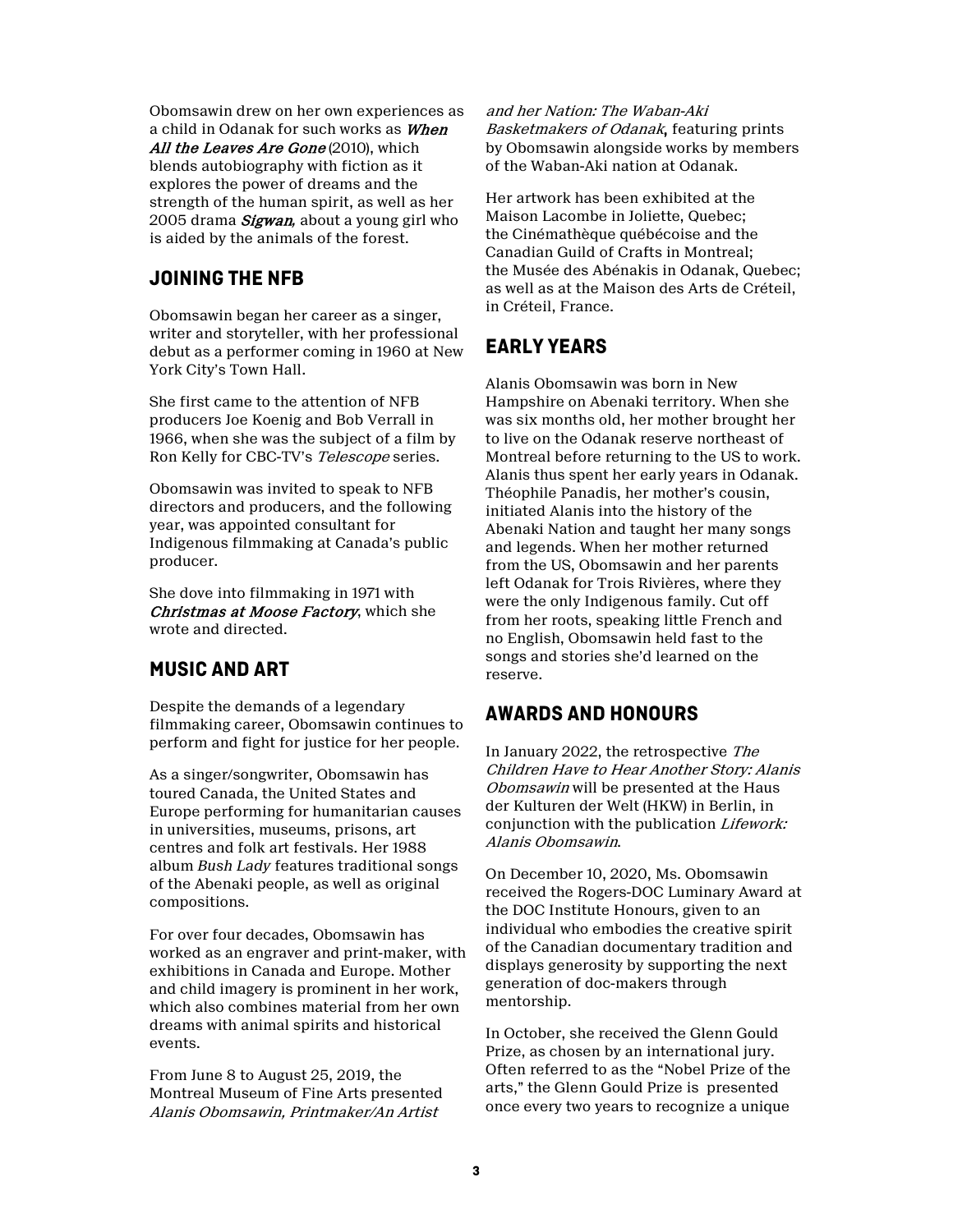Obomsawin drew on her own experiences as a child in Odanak for such works as ***When All the Leaves Are Gone*** (2010), which blends autobiography with fiction as it explores the power of dreams and the strength of the human spirit, as well as her 2005 drama ***Sigwan,*** about a young girl who is aided by the animals of the forest.

## JOINING THE NFB

Obomsawin began her career as a singer, writer and storyteller, with her professional debut as a performer coming in 1960 at New York City's Town Hall.

She first came to the attention of NFB producers Joe Koenig and Bob Verrall in 1966, when she was the subject of a film by Ron Kelly for CBC-TV's *Telescope* series.

Obomsawin was invited to speak to NFB directors and producers, and the following year, was appointed consultant for Indigenous filmmaking at Canada's public producer.

She dove into filmmaking in 1971 with ***Christmas at Moose Factory***, which she wrote and directed.

## MUSIC AND ART

Despite the demands of a legendary filmmaking career, Obomsawin continues to perform and fight for justice for her people.

As a singer/songwriter, Obomsawin has toured Canada, the United States and Europe performing for humanitarian causes in universities, museums, prisons, art centres and folk art festivals. Her 1988 album *Bush Lady* features traditional songs of the Abenaki people, as well as original compositions.

For over four decades, Obomsawin has worked as an engraver and print-maker, with exhibitions in Canada and Europe. Mother and child imagery is prominent in her work, which also combines material from her own dreams with animal spirits and historical events.

From June 8 to August 25, 2019, the Montreal Museum of Fine Arts presented *Alanis Obomsawin, Printmaker/An Artist and her Nation: The Waban-Aki Basketmakers of Odanak*, featuring prints by Obomsawin alongside works by members of the Waban-Aki nation at Odanak.

Her artwork has been exhibited at the Maison Lacombe in Joliette, Quebec; the Cinémathèque québécoise and the Canadian Guild of Crafts in Montreal; the Musée des Abénakis in Odanak, Quebec; as well as at the Maison des Arts de Créteil, in Créteil, France.

## EARLY YEARS

Alanis Obomsawin was born in New Hampshire on Abenaki territory. When she was six months old, her mother brought her to live on the Odanak reserve northeast of Montreal before returning to the US to work. Alanis thus spent her early years in Odanak. Théophile Panadis, her mother's cousin, initiated Alanis into the history of the Abenaki Nation and taught her many songs and legends. When her mother returned from the US, Obomsawin and her parents left Odanak for Trois Rivières, where they were the only Indigenous family. Cut off from her roots, speaking little French and no English, Obomsawin held fast to the songs and stories she'd learned on the reserve.

## AWARDS AND HONOURS

In January 2022, the retrospective *The Children Have to Hear Another Story: Alanis Obomsawin* will be presented at the Haus der Kulturen der Welt (HKW) in Berlin, in conjunction with the publication *Lifework: Alanis Obomsawin*.

On December 10, 2020, Ms. Obomsawin received the Rogers-DOC Luminary Award at the DOC Institute Honours, given to an individual who embodies the creative spirit of the Canadian documentary tradition and displays generosity by supporting the next generation of doc-makers through mentorship.

In October, she received the Glenn Gould Prize, as chosen by an international jury. Often referred to as the "Nobel Prize of the arts," the Glenn Gould Prize is presented once every two years to recognize a unique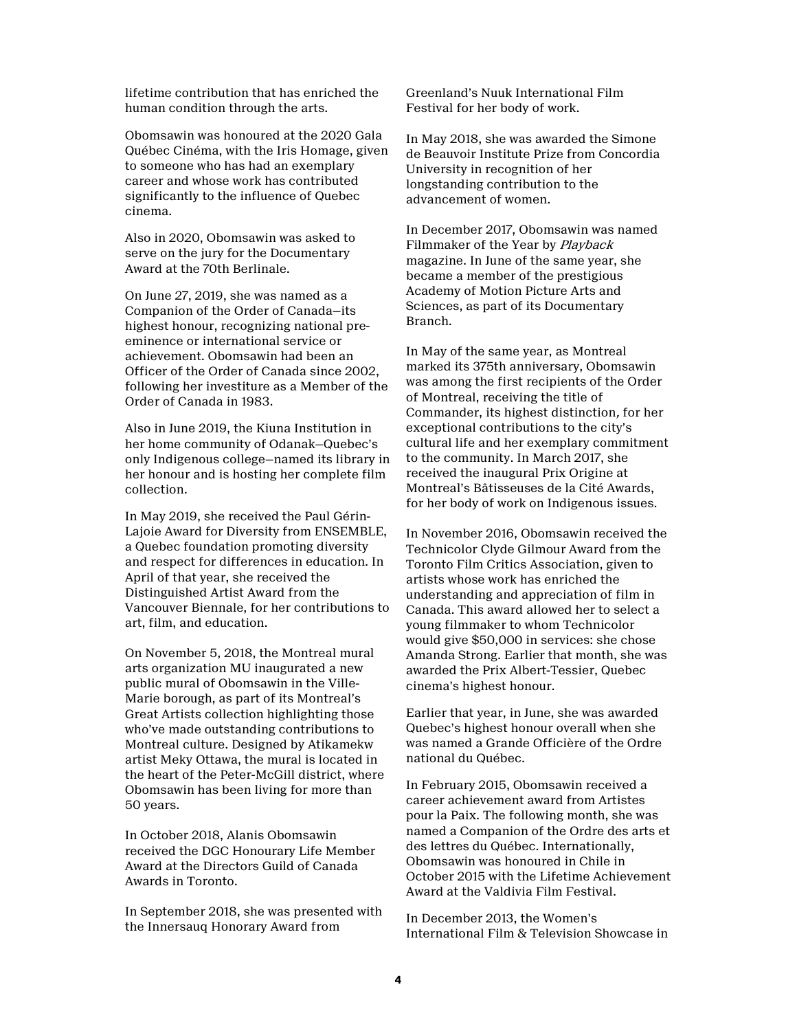lifetime contribution that has enriched the human condition through the arts.

Obomsawin was honoured at the 2020 Gala Québec Cinéma, with the Iris Homage, given to someone who has had an exemplary career and whose work has contributed significantly to the influence of Quebec cinema.

Also in 2020, Obomsawin was asked to serve on the jury for the Documentary Award at the 70th Berlinale.

On June 27, 2019, she was named as a Companion of the Order of Canada—its highest honour, recognizing national pre-eminence or international service or achievement. Obomsawin had been an Officer of the Order of Canada since 2002, following her investiture as a Member of the Order of Canada in 1983.

Also in June 2019, the Kiuna Institution in her home community of Odanak—Quebec's only Indigenous college—named its library in her honour and is hosting her complete film collection.

In May 2019, she received the Paul Gérin-Lajoie Award for Diversity from ENSEMBLE, a Quebec foundation promoting diversity and respect for differences in education. In April of that year, she received the Distinguished Artist Award from the Vancouver Biennale, for her contributions to art, film, and education.

On November 5, 2018, the Montreal mural arts organization MU inaugurated a new public mural of Obomsawin in the Ville-Marie borough, as part of its Montreal's Great Artists collection highlighting those who've made outstanding contributions to Montreal culture. Designed by Atikamekw artist Meky Ottawa, the mural is located in the heart of the Peter-McGill district, where Obomsawin has been living for more than 50 years.

In October 2018, Alanis Obomsawin received the DGC Honourary Life Member Award at the Directors Guild of Canada Awards in Toronto.

In September 2018, she was presented with the Innersauq Honorary Award from Greenland's Nuuk International Film Festival for her body of work.

In May 2018, she was awarded the Simone de Beauvoir Institute Prize from Concordia University in recognition of her longstanding contribution to the advancement of women.

In December 2017, Obomsawin was named Filmmaker of the Year by *Playback* magazine. In June of the same year, she became a member of the prestigious Academy of Motion Picture Arts and Sciences, as part of its Documentary Branch.

In May of the same year, as Montreal marked its 375th anniversary, Obomsawin was among the first recipients of the Order of Montreal, receiving the title of Commander, its highest distinction, for her exceptional contributions to the city's cultural life and her exemplary commitment to the community. In March 2017, she received the inaugural Prix Origine at Montreal's Bâtisseuses de la Cité Awards, for her body of work on Indigenous issues.

In November 2016, Obomsawin received the Technicolor Clyde Gilmour Award from the Toronto Film Critics Association, given to artists whose work has enriched the understanding and appreciation of film in Canada. This award allowed her to select a young filmmaker to whom Technicolor would give $50,000 in services: she chose Amanda Strong. Earlier that month, she was awarded the Prix Albert-Tessier, Quebec cinema's highest honour.

Earlier that year, in June, she was awarded Quebec's highest honour overall when she was named a Grande Officière of the Ordre national du Québec.

In February 2015, Obomsawin received a career achievement award from Artistes pour la Paix. The following month, she was named a Companion of the Ordre des arts et des lettres du Québec. Internationally, Obomsawin was honoured in Chile in October 2015 with the Lifetime Achievement Award at the Valdivia Film Festival.

In December 2013, the Women's International Film & Television Showcase in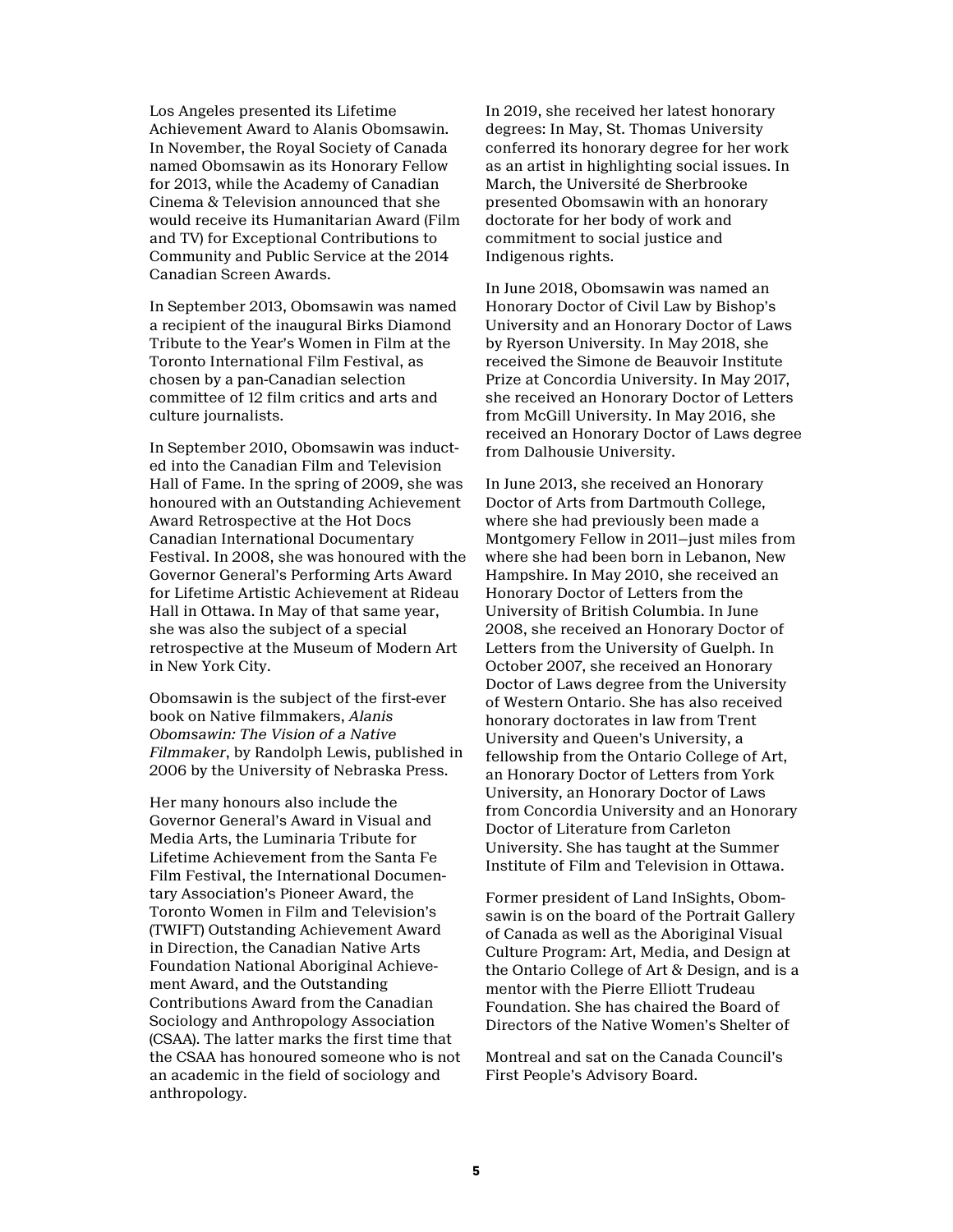Los Angeles presented its Lifetime Achievement Award to Alanis Obomsawin. In November, the Royal Society of Canada named Obomsawin as its Honorary Fellow for 2013, while the Academy of Canadian Cinema & Television announced that she would receive its Humanitarian Award (Film and TV) for Exceptional Contributions to Community and Public Service at the 2014 Canadian Screen Awards.

In September 2013, Obomsawin was named a recipient of the inaugural Birks Diamond Tribute to the Year's Women in Film at the Toronto International Film Festival, as chosen by a pan-Canadian selection committee of 12 film critics and arts and culture journalists.

In September 2010, Obomsawin was inducted into the Canadian Film and Television Hall of Fame. In the spring of 2009, she was honoured with an Outstanding Achievement Award Retrospective at the Hot Docs Canadian International Documentary Festival. In 2008, she was honoured with the Governor General's Performing Arts Award for Lifetime Artistic Achievement at Rideau Hall in Ottawa. In May of that same year, she was also the subject of a special retrospective at the Museum of Modern Art in New York City.

Obomsawin is the subject of the first-ever book on Native filmmakers, *Alanis Obomsawin: The Vision of a Native Filmmaker*, by Randolph Lewis, published in 2006 by the University of Nebraska Press.

Her many honours also include the Governor General's Award in Visual and Media Arts, the Luminaria Tribute for Lifetime Achievement from the Santa Fe Film Festival, the International Documentary Association's Pioneer Award, the Toronto Women in Film and Television's (TWIFT) Outstanding Achievement Award in Direction, the Canadian Native Arts Foundation National Aboriginal Achievement Award, and the Outstanding Contributions Award from the Canadian Sociology and Anthropology Association (CSAA). The latter marks the first time that the CSAA has honoured someone who is not an academic in the field of sociology and anthropology.

In 2019, she received her latest honorary degrees: In May, St. Thomas University conferred its honorary degree for her work as an artist in highlighting social issues. In March, the Université de Sherbrooke presented Obomsawin with an honorary doctorate for her body of work and commitment to social justice and Indigenous rights.

In June 2018, Obomsawin was named an Honorary Doctor of Civil Law by Bishop's University and an Honorary Doctor of Laws by Ryerson University. In May 2018, she received the Simone de Beauvoir Institute Prize at Concordia University. In May 2017, she received an Honorary Doctor of Letters from McGill University. In May 2016, she received an Honorary Doctor of Laws degree from Dalhousie University.

In June 2013, she received an Honorary Doctor of Arts from Dartmouth College, where she had previously been made a Montgomery Fellow in 2011—just miles from where she had been born in Lebanon, New Hampshire. In May 2010, she received an Honorary Doctor of Letters from the University of British Columbia. In June 2008, she received an Honorary Doctor of Letters from the University of Guelph. In October 2007, she received an Honorary Doctor of Laws degree from the University of Western Ontario. She has also received honorary doctorates in law from Trent University and Queen's University, a fellowship from the Ontario College of Art, an Honorary Doctor of Letters from York University, an Honorary Doctor of Laws from Concordia University and an Honorary Doctor of Literature from Carleton University. She has taught at the Summer Institute of Film and Television in Ottawa.

Former president of Land InSights, Obomsawin is on the board of the Portrait Gallery of Canada as well as the Aboriginal Visual Culture Program: Art, Media, and Design at the Ontario College of Art & Design, and is a mentor with the Pierre Elliott Trudeau Foundation. She has chaired the Board of Directors of the Native Women's Shelter of Montreal and sat on the Canada Council's First People's Advisory Board.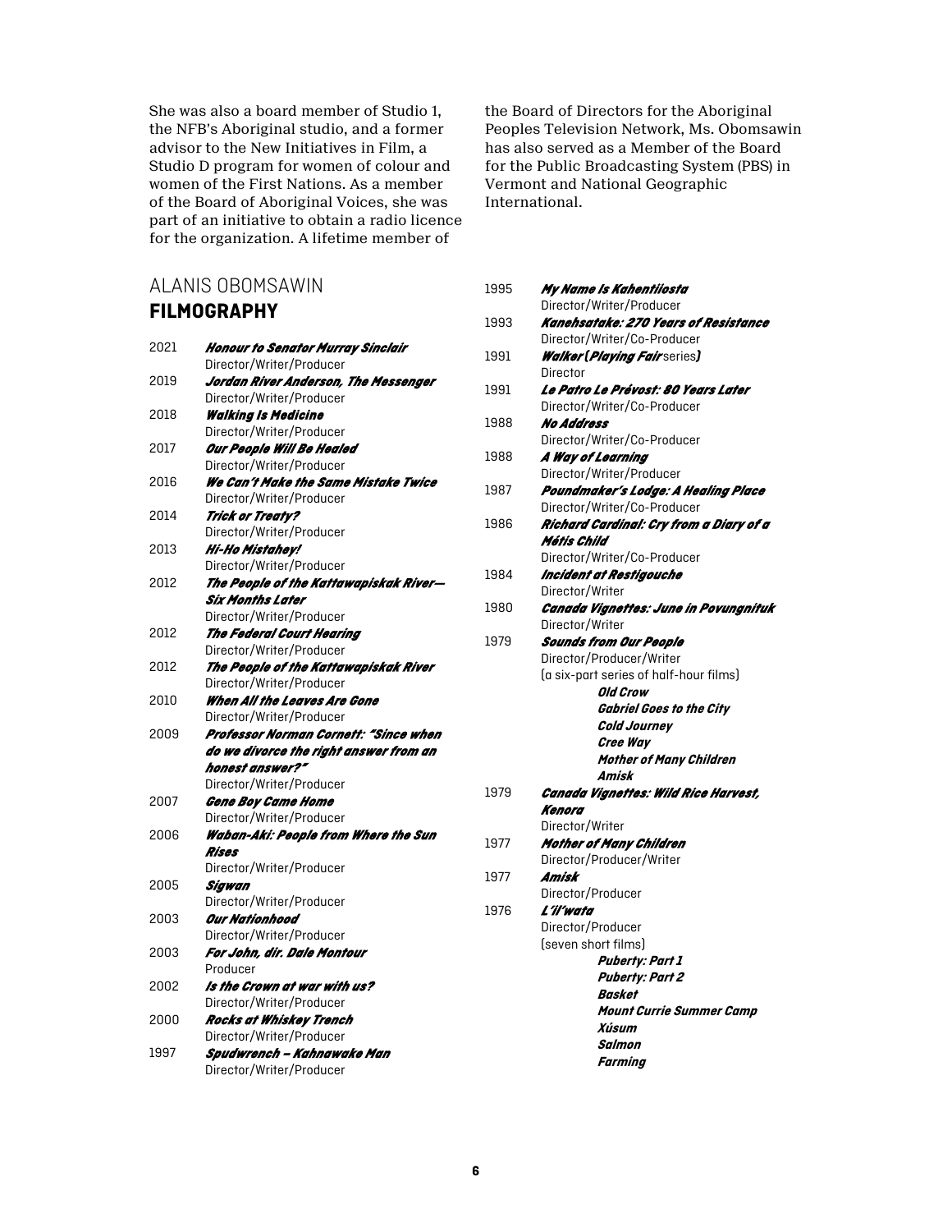She was also a board member of Studio 1, the NFB's Aboriginal studio, and a former advisor to the New Initiatives in Film, a Studio D program for women of colour and women of the First Nations. As a member of the Board of Aboriginal Voices, she was part of an initiative to obtain a radio licence for the organization. A lifetime member of the Board of Directors for the Aboriginal Peoples Television Network, Ms. Obomsawin has also served as a Member of the Board for the Public Broadcasting System (PBS) in Vermont and National Geographic International.

## ALANIS OBOMSAWIN **FILMOGRAPHY**

2021 ***Honour to Senator Murray Sinclair***
Director/Writer/Producer

2019 ***Jordan River Anderson, The Messenger***
Director/Writer/Producer

2018 ***Walking Is Medicine***
Director/Writer/Producer

2017 ***Our People Will Be Healed***
Director/Writer/Producer

2016 ***We Can't Make the Same Mistake Twice***
Director/Writer/Producer

2014 ***Trick or Treaty?***
Director/Writer/Producer

2013 ***Hi-Ho Mistahey!***
Director/Writer/Producer

2012 ***The People of the Kattawapiskak River—Six Months Later***
Director/Writer/Producer

2012 ***The Federal Court Hearing***
Director/Writer/Producer

2012 ***The People of the Kattawapiskak River***
Director/Writer/Producer

2010 ***When All the Leaves Are Gone***
Director/Writer/Producer

2009 ***Professor Norman Cornett: "Since when do we divorce the right answer from an honest answer?"***
Director/Writer/Producer

2007 ***Gene Boy Came Home***
Director/Writer/Producer

2006 ***Waban-Aki: People from Where the Sun Rises***
Director/Writer/Producer

2005 ***Sigwan***
Director/Writer/Producer

2003 ***Our Nationhood***
Director/Writer/Producer

2003 ***For John, dir. Dale Montour***
Producer

2002 ***Is the Crown at war with us?***
Director/Writer/Producer

2000 ***Rocks at Whiskey Trench***
Director/Writer/Producer

1997 ***Spudwrench – Kahnawake Man***
Director/Writer/Producer

1995 ***My Name Is Kahentiiosta***
Director/Writer/Producer

1993 ***Kanehsatake: 270 Years of Resistance***
Director/Writer/Co-Producer

1991 ***Walker (Playing Fair*** series***)***
Director

1991 ***Le Patro Le Prévost: 80 Years Later***
Director/Writer/Co-Producer

1988 ***No Address***
Director/Writer/Co-Producer

1988 ***A Way of Learning***
Director/Writer/Producer

1987 ***Poundmaker's Lodge: A Healing Place***
Director/Writer/Co-Producer

1986 ***Richard Cardinal: Cry from a Diary of a Métis Child***
Director/Writer/Co-Producer

1984 ***Incident at Restigouche***
Director/Writer

1980 ***Canada Vignettes: June in Povungnituk***
Director/Writer

1979 ***Sounds from Our People***
Director/Producer/Writer
(a six-part series of half-hour films)
- ***Old Crow***
- ***Gabriel Goes to the City***
- ***Cold Journey***
- ***Cree Way***
- ***Mother of Many Children***
- ***Amisk***

1979 ***Canada Vignettes: Wild Rice Harvest, Kenora***
Director/Writer

1977 ***Mother of Many Children***
Director/Producer/Writer

1977 ***Amisk***
Director/Producer

1976 ***L'il'wata***
Director/Producer
(seven short films)
- ***Puberty: Part 1***
- ***Puberty: Part 2***
- ***Basket***
- ***Mount Currie Summer Camp***
- ***Xúsum***
- ***Salmon***
- ***Farming***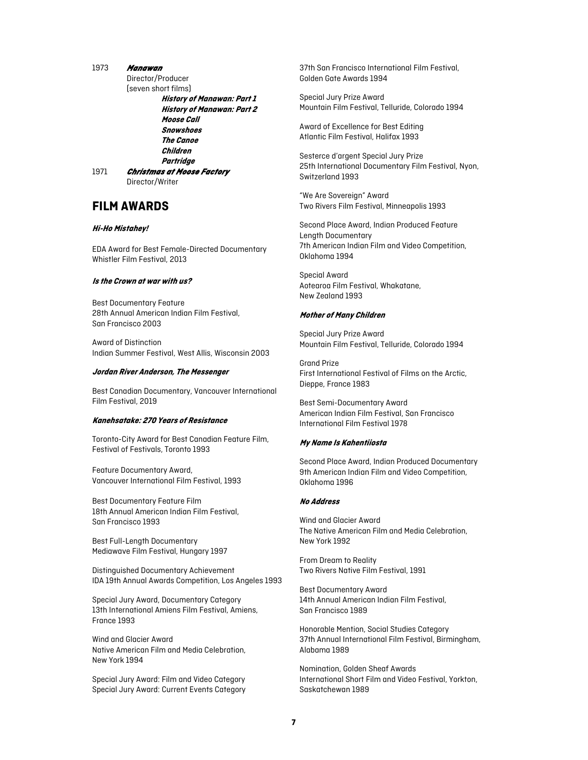1973 ***Manawan***
Director/Producer
(seven short films)

- ***History of Manawan: Part 1***
- ***History of Manawan: Part 2***
- ***Moose Call***
- ***Snowshoes***
- ***The Canoe***
- ***Children***
- ***Partridge***

1971 ***Christmas at Moose Factory***
Director/Writer

## FILM AWARDS

#### ***Hi-Ho Mistahey!***

EDA Award for Best Female-Directed Documentary
Whistler Film Festival, 2013

#### ***Is the Crown at war with us?***

Best Documentary Feature
28th Annual American Indian Film Festival, San Francisco 2003

Award of Distinction
Indian Summer Festival, West Allis, Wisconsin 2003

#### ***Jordan River Anderson, The Messenger***

Best Canadian Documentary, Vancouver International Film Festival, 2019

#### ***Kanehsatake: 270 Years of Resistance***

Toronto-City Award for Best Canadian Feature Film, Festival of Festivals, Toronto 1993

Feature Documentary Award,
Vancouver International Film Festival, 1993

Best Documentary Feature Film
18th Annual American Indian Film Festival, San Francisco 1993

Best Full-Length Documentary
Mediawave Film Festival, Hungary 1997

Distinguished Documentary Achievement
IDA 19th Annual Awards Competition, Los Angeles 1993

Special Jury Award, Documentary Category
13th International Amiens Film Festival, Amiens, France 1993

Wind and Glacier Award
Native American Film and Media Celebration, New York 1994

Special Jury Award: Film and Video Category
Special Jury Award: Current Events Category
37th San Francisco International Film Festival, Golden Gate Awards 1994

Special Jury Prize Award
Mountain Film Festival, Telluride, Colorado 1994

Award of Excellence for Best Editing
Atlantic Film Festival, Halifax 1993

Sesterce d'argent Special Jury Prize
25th International Documentary Film Festival, Nyon, Switzerland 1993

"We Are Sovereign" Award
Two Rivers Film Festival, Minneapolis 1993

Second Place Award, Indian Produced Feature Length Documentary
7th American Indian Film and Video Competition, Oklahoma 1994

Special Award
Aotearoa Film Festival, Whakatane, New Zealand 1993

#### ***Mother of Many Children***

Special Jury Prize Award
Mountain Film Festival, Telluride, Colorado 1994

Grand Prize
First International Festival of Films on the Arctic, Dieppe, France 1983

Best Semi-Documentary Award
American Indian Film Festival, San Francisco International Film Festival 1978

#### ***My Name Is Kahentiiosta***

Second Place Award, Indian Produced Documentary
9th American Indian Film and Video Competition, Oklahoma 1996

#### ***No Address***

Wind and Glacier Award
The Native American Film and Media Celebration, New York 1992

From Dream to Reality
Two Rivers Native Film Festival, 1991

Best Documentary Award
14th Annual American Indian Film Festival, San Francisco 1989

Honorable Mention, Social Studies Category
37th Annual International Film Festival, Birmingham, Alabama 1989

Nomination, Golden Sheaf Awards
International Short Film and Video Festival, Yorkton, Saskatchewan 1989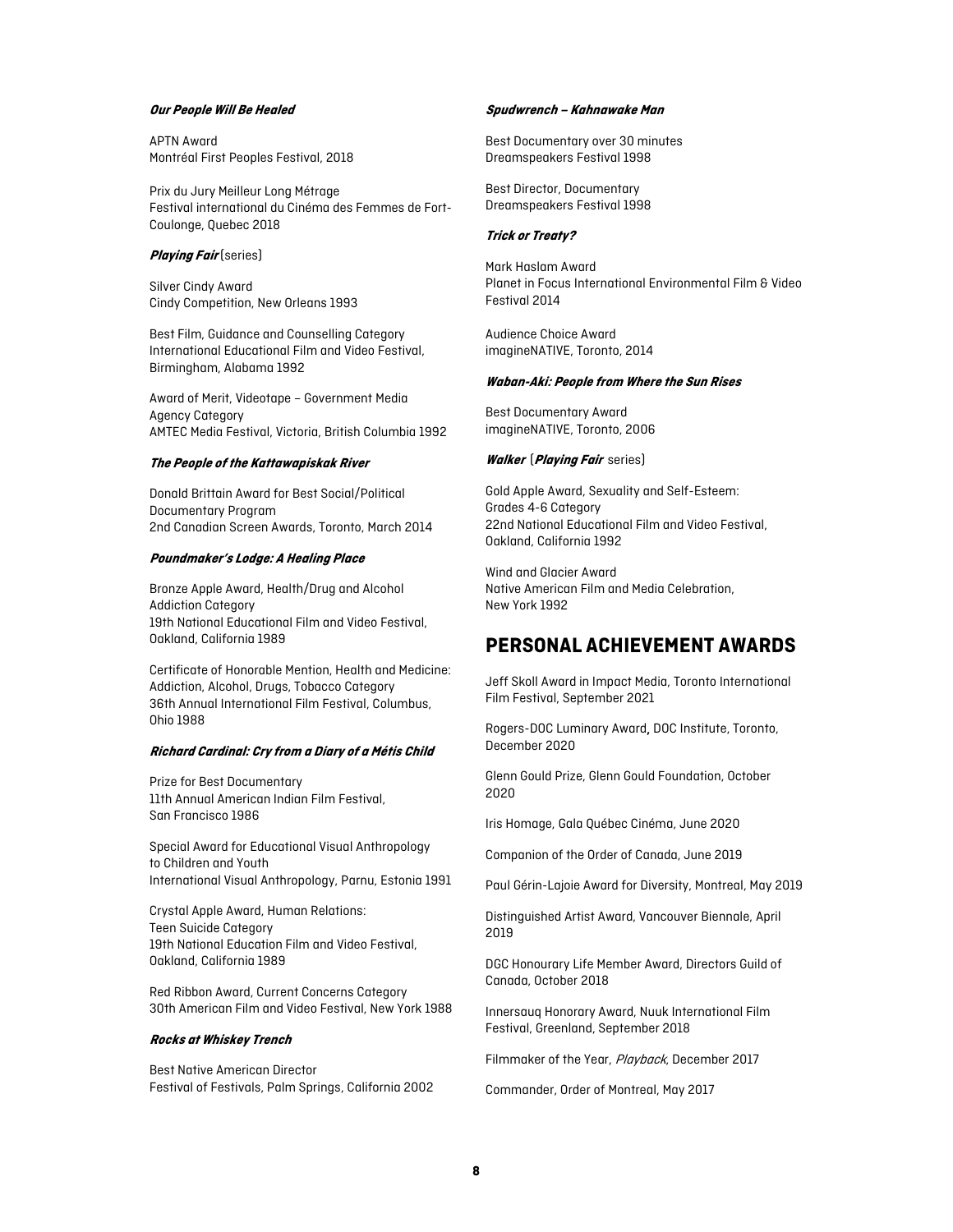***Our People Will Be Healed***

APTN Award
Montréal First Peoples Festival, 2018

Prix du Jury Meilleur Long Métrage
Festival international du Cinéma des Femmes de Fort-Coulonge, Quebec 2018

***Playing Fair*** (series)

Silver Cindy Award
Cindy Competition, New Orleans 1993

Best Film, Guidance and Counselling Category
International Educational Film and Video Festival, Birmingham, Alabama 1992

Award of Merit, Videotape – Government Media Agency Category
AMTEC Media Festival, Victoria, British Columbia 1992

***The People of the Kattawapiskak River***

Donald Brittain Award for Best Social/Political Documentary Program
2nd Canadian Screen Awards, Toronto, March 2014

***Poundmaker's Lodge: A Healing Place***

Bronze Apple Award, Health/Drug and Alcohol Addiction Category
19th National Educational Film and Video Festival, Oakland, California 1989

Certificate of Honorable Mention, Health and Medicine: Addiction, Alcohol, Drugs, Tobacco Category
36th Annual International Film Festival, Columbus, Ohio 1988

***Richard Cardinal: Cry from a Diary of a Métis Child***

Prize for Best Documentary
11th Annual American Indian Film Festival, San Francisco 1986

Special Award for Educational Visual Anthropology to Children and Youth
International Visual Anthropology, Parnu, Estonia 1991

Crystal Apple Award, Human Relations: Teen Suicide Category
19th National Education Film and Video Festival, Oakland, California 1989

Red Ribbon Award, Current Concerns Category
30th American Film and Video Festival, New York 1988

***Rocks at Whiskey Trench***

Best Native American Director
Festival of Festivals, Palm Springs, California 2002

***Spudwrench – Kahnawake Man***

Best Documentary over 30 minutes
Dreamspeakers Festival 1998

Best Director, Documentary
Dreamspeakers Festival 1998

***Trick or Treaty?***

Mark Haslam Award
Planet in Focus International Environmental Film & Video Festival 2014

Audience Choice Award
imagineNATIVE, Toronto, 2014

***Waban-Aki: People from Where the Sun Rises***

Best Documentary Award
imagineNATIVE, Toronto, 2006

***Walker*** (***Playing Fair*** series)

Gold Apple Award, Sexuality and Self-Esteem: Grades 4-6 Category
22nd National Educational Film and Video Festival, Oakland, California 1992

Wind and Glacier Award
Native American Film and Media Celebration, New York 1992

## PERSONAL ACHIEVEMENT AWARDS

Jeff Skoll Award in Impact Media, Toronto International Film Festival, September 2021

Rogers-DOC Luminary Award, DOC Institute, Toronto, December 2020

Glenn Gould Prize, Glenn Gould Foundation, October 2020

Iris Homage, Gala Québec Cinéma, June 2020

Companion of the Order of Canada, June 2019

Paul Gérin-Lajoie Award for Diversity, Montreal, May 2019

Distinguished Artist Award, Vancouver Biennale, April 2019

DGC Honourary Life Member Award, Directors Guild of Canada, October 2018

Innersauq Honorary Award, Nuuk International Film Festival, Greenland, September 2018

Filmmaker of the Year, *Playback*, December 2017

Commander, Order of Montreal, May 2017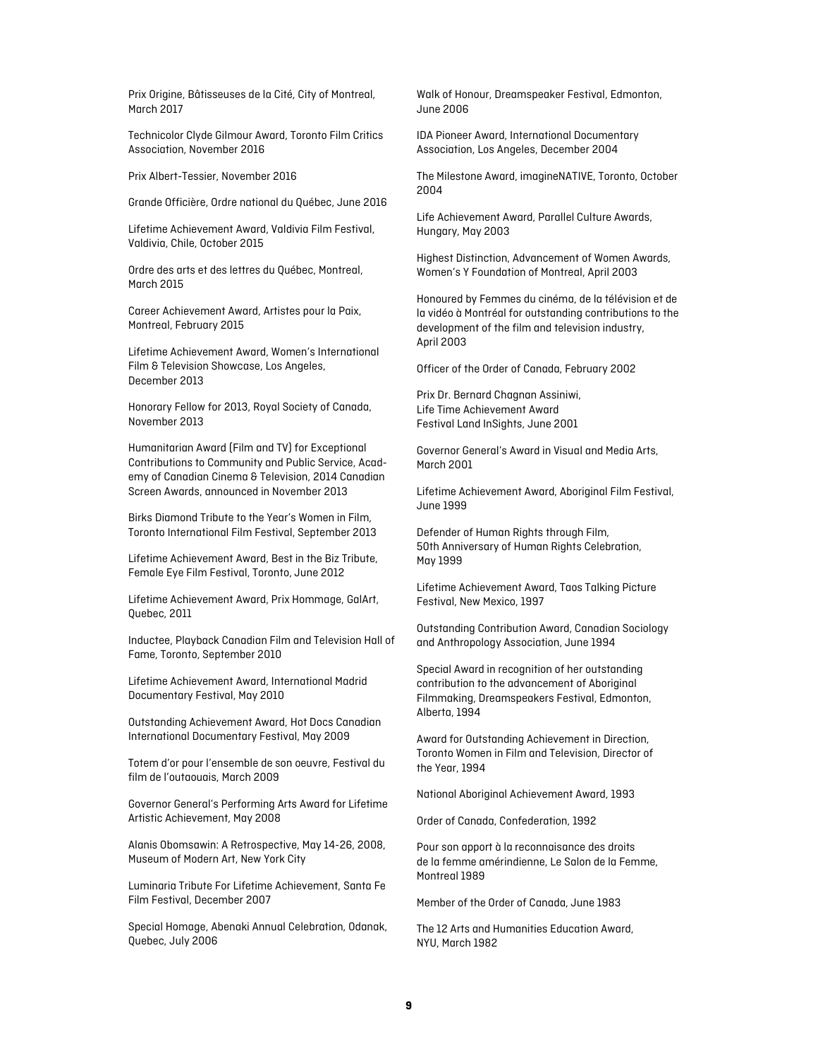Prix Origine, Bâtisseuses de la Cité, City of Montreal, March 2017

Technicolor Clyde Gilmour Award, Toronto Film Critics Association, November 2016

Prix Albert-Tessier, November 2016

Grande Officière, Ordre national du Québec, June 2016

Lifetime Achievement Award, Valdivia Film Festival, Valdivia, Chile, October 2015

Ordre des arts et des lettres du Québec, Montreal, March 2015

Career Achievement Award, Artistes pour la Paix, Montreal, February 2015

Lifetime Achievement Award, Women's International Film & Television Showcase, Los Angeles, December 2013

Honorary Fellow for 2013, Royal Society of Canada, November 2013

Humanitarian Award (Film and TV) for Exceptional Contributions to Community and Public Service, Academy of Canadian Cinema & Television, 2014 Canadian Screen Awards, announced in November 2013

Birks Diamond Tribute to the Year's Women in Film, Toronto International Film Festival, September 2013

Lifetime Achievement Award, Best in the Biz Tribute, Female Eye Film Festival, Toronto, June 2012

Lifetime Achievement Award, Prix Hommage, GalArt, Quebec, 2011

Inductee, Playback Canadian Film and Television Hall of Fame, Toronto, September 2010

Lifetime Achievement Award, International Madrid Documentary Festival, May 2010

Outstanding Achievement Award, Hot Docs Canadian International Documentary Festival, May 2009

Totem d'or pour l'ensemble de son oeuvre, Festival du film de l'outaouais, March 2009

Governor General's Performing Arts Award for Lifetime Artistic Achievement, May 2008

Alanis Obomsawin: A Retrospective, May 14-26, 2008, Museum of Modern Art, New York City

Luminaria Tribute For Lifetime Achievement, Santa Fe Film Festival, December 2007

Special Homage, Abenaki Annual Celebration, Odanak, Quebec, July 2006

Walk of Honour, Dreamspeaker Festival, Edmonton, June 2006

IDA Pioneer Award, International Documentary Association, Los Angeles, December 2004

The Milestone Award, imagineNATIVE, Toronto, October 2004

Life Achievement Award, Parallel Culture Awards, Hungary, May 2003

Highest Distinction, Advancement of Women Awards, Women's Y Foundation of Montreal, April 2003

Honoured by Femmes du cinéma, de la télévision et de la vidéo à Montréal for outstanding contributions to the development of the film and television industry, April 2003

Officer of the Order of Canada, February 2002

Prix Dr. Bernard Chagnan Assiniwi, Life Time Achievement Award Festival Land InSights, June 2001

Governor General's Award in Visual and Media Arts, March 2001

Lifetime Achievement Award, Aboriginal Film Festival, June 1999

Defender of Human Rights through Film, 50th Anniversary of Human Rights Celebration, May 1999

Lifetime Achievement Award, Taos Talking Picture Festival, New Mexico, 1997

Outstanding Contribution Award, Canadian Sociology and Anthropology Association, June 1994

Special Award in recognition of her outstanding contribution to the advancement of Aboriginal Filmmaking, Dreamspeakers Festival, Edmonton, Alberta, 1994

Award for Outstanding Achievement in Direction, Toronto Women in Film and Television, Director of the Year, 1994

National Aboriginal Achievement Award, 1993

Order of Canada, Confederation, 1992

Pour son apport à la reconnaissance des droits de la femme amérindienne, Le Salon de la Femme, Montreal 1989

Member of the Order of Canada, June 1983

The 12 Arts and Humanities Education Award, NYU, March 1982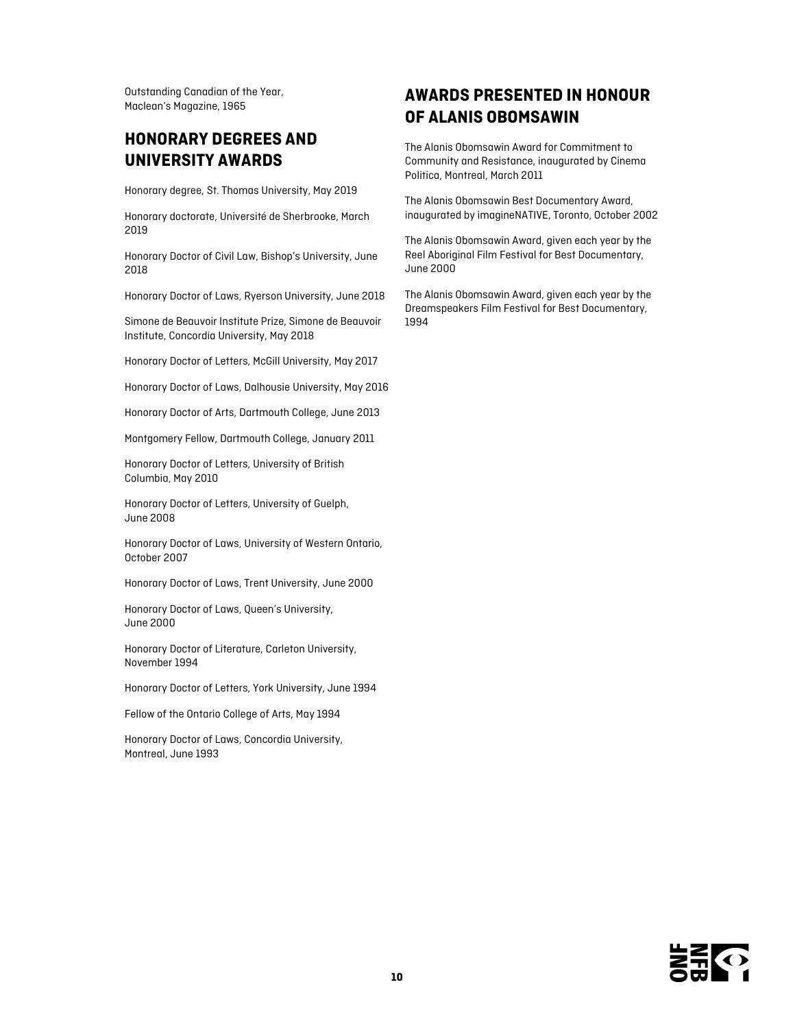Outstanding Canadian of the Year, Maclean's Magazine, 1965

## HONORARY DEGREES AND UNIVERSITY AWARDS

Honorary degree, St. Thomas University, May 2019

Honorary doctorate, Université de Sherbrooke, March 2019

Honorary Doctor of Civil Law, Bishop's University, June 2018

Honorary Doctor of Laws, Ryerson University, June 2018

Simone de Beauvoir Institute Prize, Simone de Beauvoir Institute, Concordia University, May 2018

Honorary Doctor of Letters, McGill University, May 2017

Honorary Doctor of Laws, Dalhousie University, May 2016

Honorary Doctor of Arts, Dartmouth College, June 2013

Montgomery Fellow, Dartmouth College, January 2011

Honorary Doctor of Letters, University of British Columbia, May 2010

Honorary Doctor of Letters, University of Guelph, June 2008

Honorary Doctor of Laws, University of Western Ontario, October 2007

Honorary Doctor of Laws, Trent University, June 2000

Honorary Doctor of Laws, Queen's University, June 2000

Honorary Doctor of Literature, Carleton University, November 1994

Honorary Doctor of Letters, York University, June 1994

Fellow of the Ontario College of Arts, May 1994

Honorary Doctor of Laws, Concordia University, Montreal, June 1993

## AWARDS PRESENTED IN HONOUR OF ALANIS OBOMSAWIN

The Alanis Obomsawin Award for Commitment to Community and Resistance, inaugurated by Cinema Politica, Montreal, March 2011

The Alanis Obomsawin Best Documentary Award, inaugurated by imagineNATIVE, Toronto, October 2002

The Alanis Obomsawin Award, given each year by the Reel Aboriginal Film Festival for Best Documentary, June 2000

The Alanis Obomsawin Award, given each year by the Dreamspeakers Film Festival for Best Documentary, 1994